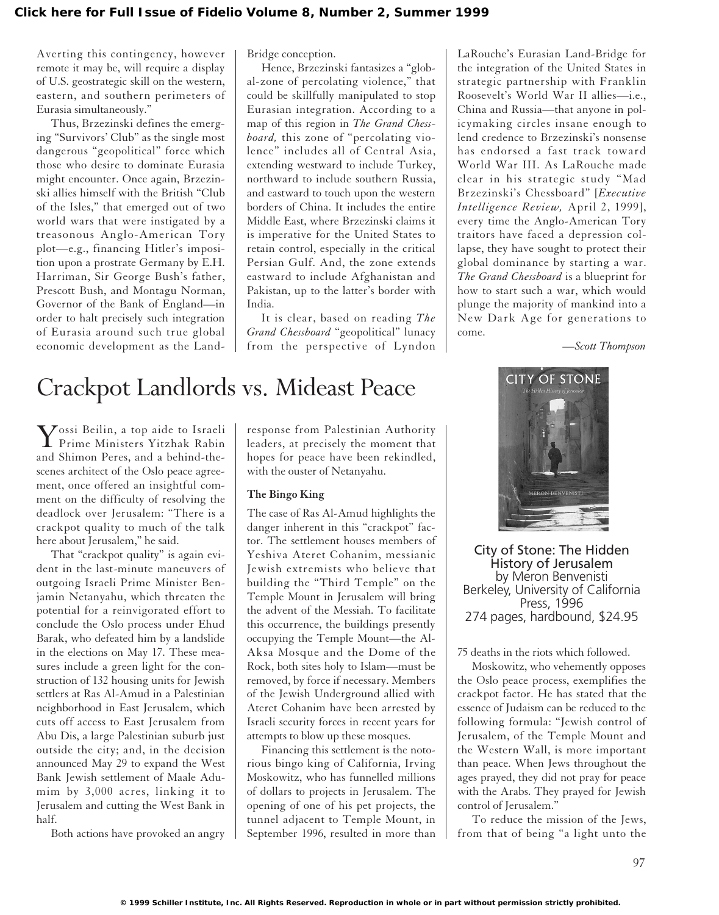Averting this contingency, however remote it may be, will require a display of U.S. geostrategic skill on the western, eastern, and southern perimeters of Eurasia simultaneously."

Thus, Brzezinski defines the emerging "Survivors' Club" as the single most dangerous "geopolitical" force which those who desire to dominate Eurasia might encounter. Once again, Brzezinski allies himself with the British "Club of the Isles," that emerged out of two world wars that were instigated by a treasonous Anglo-American Tory plot—e.g., financing Hitler's imposition upon a prostrate Germany by E.H. Harriman, Sir George Bush's father, Prescott Bush, and Montagu Norman, Governor of the Bank of England—in order to halt precisely such integration of Eurasia around such true global economic development as the Land-Bridge conception.

Hence, Brzezinski fantasizes a "global-zone of percolating violence," that could be skillfully manipulated to stop Eurasian integration. According to a map of this region in *The Grand Chessboard,* this zone of "percolating violence" includes all of Central Asia, extending westward to include Turkey, northward to include southern Russia, and eastward to touch upon the western borders of China. It includes the entire Middle East, where Brzezinski claims it is imperative for the United States to retain control, especially in the critical Persian Gulf. And, the zone extends eastward to include Afghanistan and Pakistan, up to the latter's border with India.

It is clear, based on reading *The Grand Chessboard* "geopolitical" lunacy from the perspective of Lyndon LaRouche's Eurasian Land-Bridge for the integration of the United States in strategic partnership with Franklin Roosevelt's World War II allies—i.e., China and Russia—that anyone in policymaking circles insane enough to lend credence to Brzezinski's nonsense has endorsed a fast track toward World War III. As LaRouche made clear in his strategic study "Mad Brzezinski's Chessboard" [*Executive Intelligence Review,* April 2, 1999], every time the Anglo-American Tory traitors have faced a depression collapse, they have sought to protect their global dominance by starting a war. *The Grand Chessboard* is a blueprint for how to start such a war, which would plunge the majority of mankind into a New Dark Age for generations to come.

*—Scott Thompson*

# Crackpot Landlords vs. Mideast Peace

City of Stone: The Hidden History of Jerusalem
by Meron Benvenisti
Berkeley, University of California Press, 1996
274 pages, hardbound, $24.95

Yossi Beilin, a top aide to Israeli Prime Ministers Yitzhak Rabin and Shimon Peres, and a behind-the-scenes architect of the Oslo peace agreement, once offered an insightful comment on the difficulty of resolving the deadlock over Jerusalem: "There is a crackpot quality to much of the talk here about Jerusalem," he said.

That "crackpot quality" is again evident in the last-minute maneuvers of outgoing Israeli Prime Minister Benjamin Netanyahu, which threaten the potential for a reinvigorated effort to conclude the Oslo process under Ehud Barak, who defeated him by a landslide in the elections on May 17. These measures include a green light for the construction of 132 housing units for Jewish settlers at Ras Al-Amud in a Palestinian neighborhood in East Jerusalem, which cuts off access to East Jerusalem from Abu Dis, a large Palestinian suburb just outside the city; and, in the decision announced May 29 to expand the West Bank Jewish settlement of Maale Adumim by 3,000 acres, linking it to Jerusalem and cutting the West Bank in half.

Both actions have provoked an angry response from Palestinian Authority leaders, at precisely the moment that hopes for peace have been rekindled, with the ouster of Netanyahu.

### The Bingo King

The case of Ras Al-Amud highlights the danger inherent in this "crackpot" factor. The settlement houses members of Yeshiva Ateret Cohanim, messianic Jewish extremists who believe that building the "Third Temple" on the Temple Mount in Jerusalem will bring the advent of the Messiah. To facilitate this occurrence, the buildings presently occupying the Temple Mount—the Al-Aksa Mosque and the Dome of the Rock, both sites holy to Islam—must be removed, by force if necessary. Members of the Jewish Underground allied with Ateret Cohanim have been arrested by Israeli security forces in recent years for attempts to blow up these mosques.

Financing this settlement is the notorious bingo king of California, Irving Moskowitz, who has funnelled millions of dollars to projects in Jerusalem. The opening of one of his pet projects, the tunnel adjacent to Temple Mount, in September 1996, resulted in more than 75 deaths in the riots which followed.

Moskowitz, who vehemently opposes the Oslo peace process, exemplifies the crackpot factor. He has stated that the essence of Judaism can be reduced to the following formula: "Jewish control of Jerusalem, of the Temple Mount and the Western Wall, is more important than peace. When Jews throughout the ages prayed, they did not pray for peace with the Arabs. They prayed for Jewish control of Jerusalem."

To reduce the mission of the Jews, from that of being "a light unto the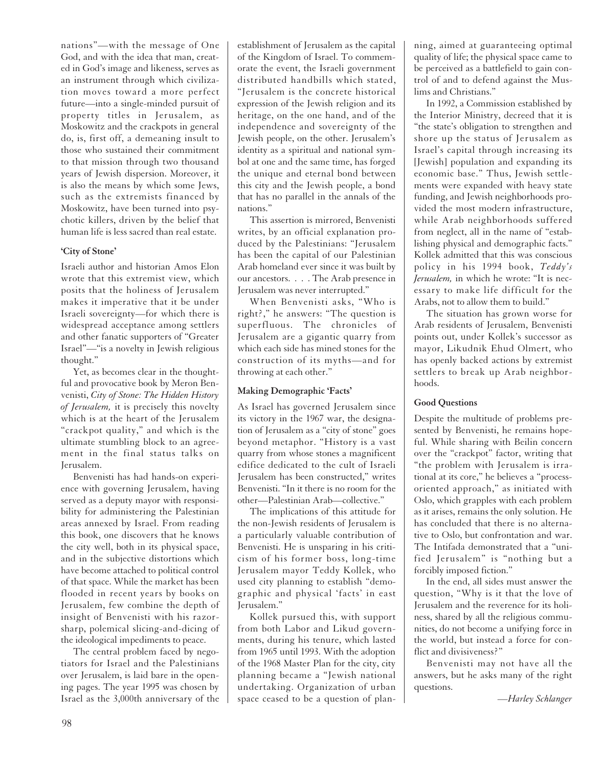nations"—with the message of One God, and with the idea that man, created in God's image and likeness, serves as an instrument through which civilization moves toward a more perfect future—into a single-minded pursuit of property titles in Jerusalem, as Moskowitz and the crackpots in general do, is, first off, a demeaning insult to those who sustained their commitment to that mission through two thousand years of Jewish dispersion. Moreover, it is also the means by which some Jews, such as the extremists financed by Moskowitz, have been turned into psychotic killers, driven by the belief that human life is less sacred than real estate.

### 'City of Stone'

Israeli author and historian Amos Elon wrote that this extremist view, which posits that the holiness of Jerusalem makes it imperative that it be under Israeli sovereignty—for which there is widespread acceptance among settlers and other fanatic supporters of "Greater Israel"—"is a novelty in Jewish religious thought."

Yet, as becomes clear in the thoughtful and provocative book by Meron Benvenisti, *City of Stone: The Hidden History of Jerusalem,* it is precisely this novelty which is at the heart of the Jerusalem "crackpot quality," and which is the ultimate stumbling block to an agreement in the final status talks on Jerusalem.

Benvenisti has had hands-on experience with governing Jerusalem, having served as a deputy mayor with responsibility for administering the Palestinian areas annexed by Israel. From reading this book, one discovers that he knows the city well, both in its physical space, and in the subjective distortions which have become attached to political control of that space. While the market has been flooded in recent years by books on Jerusalem, few combine the depth of insight of Benvenisti with his razor-sharp, polemical slicing-and-dicing of the ideological impediments to peace.

The central problem faced by negotiators for Israel and the Palestinians over Jerusalem, is laid bare in the opening pages. The year 1995 was chosen by Israel as the 3,000th anniversary of the establishment of Jerusalem as the capital of the Kingdom of Israel. To commemorate the event, the Israeli government distributed handbills which stated, "Jerusalem is the concrete historical expression of the Jewish religion and its heritage, on the one hand, and of the independence and sovereignty of the Jewish people, on the other. Jerusalem's identity as a spiritual and national symbol at one and the same time, has forged the unique and eternal bond between this city and the Jewish people, a bond that has no parallel in the annals of the nations."

This assertion is mirrored, Benvenisti writes, by an official explanation produced by the Palestinians: "Jerusalem has been the capital of our Palestinian Arab homeland ever since it was built by our ancestors. . . . The Arab presence in Jerusalem was never interrupted."

When Benvenisti asks, "Who is right?," he answers: "The question is superfluous. The chronicles of Jerusalem are a gigantic quarry from which each side has mined stones for the construction of its myths—and for throwing at each other."

### Making Demographic 'Facts'

As Israel has governed Jerusalem since its victory in the 1967 war, the designation of Jerusalem as a "city of stone" goes beyond metaphor. "History is a vast quarry from whose stones a magnificent edifice dedicated to the cult of Israeli Jerusalem has been constructed," writes Benvenisti. "In it there is no room for the other—Palestinian Arab—collective."

The implications of this attitude for the non-Jewish residents of Jerusalem is a particularly valuable contribution of Benvenisti. He is unsparing in his criticism of his former boss, long-time Jerusalem mayor Teddy Kollek, who used city planning to establish "demographic and physical 'facts' in east Jerusalem."

Kollek pursued this, with support from both Labor and Likud governments, during his tenure, which lasted from 1965 until 1993. With the adoption of the 1968 Master Plan for the city, city planning became a "Jewish national undertaking. Organization of urban space ceased to be a question of planning, aimed at guaranteeing optimal quality of life; the physical space came to be perceived as a battlefield to gain control of and to defend against the Muslims and Christians."

In 1992, a Commission established by the Interior Ministry, decreed that it is "the state's obligation to strengthen and shore up the status of Jerusalem as Israel's capital through increasing its [Jewish] population and expanding its economic base." Thus, Jewish settlements were expanded with heavy state funding, and Jewish neighborhoods provided the most modern infrastructure, while Arab neighborhoods suffered from neglect, all in the name of "establishing physical and demographic facts." Kollek admitted that this was conscious policy in his 1994 book, *Teddy's Jerusalem,* in which he wrote: "It is necessary to make life difficult for the Arabs, not to allow them to build."

The situation has grown worse for Arab residents of Jerusalem, Benvenisti points out, under Kollek's successor as mayor, Likudnik Ehud Olmert, who has openly backed actions by extremist settlers to break up Arab neighborhoods.

### Good Questions

Despite the multitude of problems presented by Benvenisti, he remains hopeful. While sharing with Beilin concern over the "crackpot" factor, writing that "the problem with Jerusalem is irrational at its core," he believes a "process-oriented approach," as initiated with Oslo, which grapples with each problem as it arises, remains the only solution. He has concluded that there is no alternative to Oslo, but confrontation and war. The Intifada demonstrated that a "unified Jerusalem" is "nothing but a forcibly imposed fiction."

In the end, all sides must answer the question, "Why is it that the love of Jerusalem and the reverence for its holiness, shared by all the religious communities, do not become a unifying force in the world, but instead a force for conflict and divisiveness?"

Benvenisti may not have all the answers, but he asks many of the right questions.

*—Harley Schlanger*